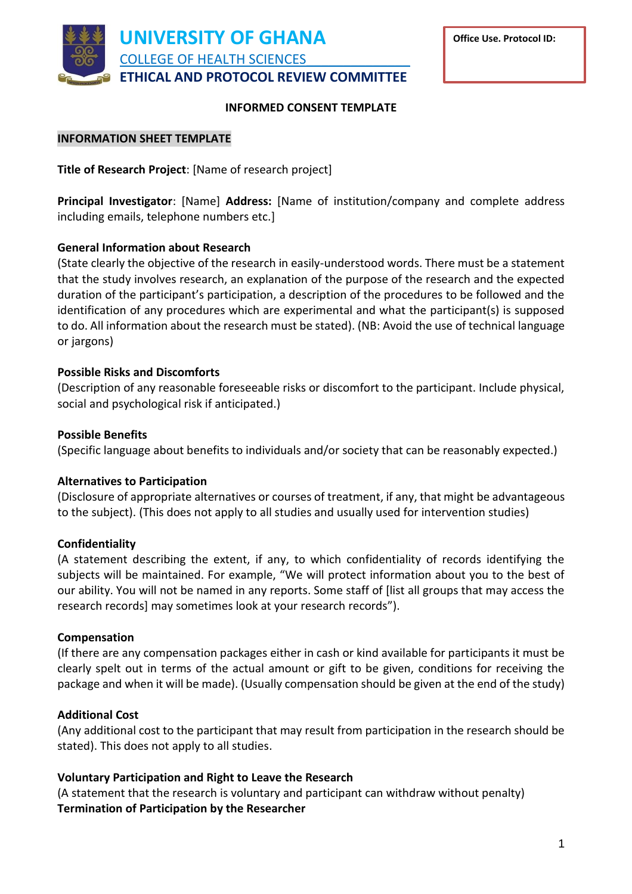# UNIVERSITY OF GHANA

COLLEGE OF HEALTH SCIENCES

ETHICAL AND PROTOCOL REVIEW COMMITTEE

**Office Use. Protocol ID:**

**INFORMED CONSENT TEMPLATE**

## INFORMATION SHEET TEMPLATE

**Title of Research Project**: [Name of research project]

**Principal Investigator**: [Name] **Address:** [Name of institution/company and complete address including emails, telephone numbers etc.]

### General Information about Research

(State clearly the objective of the research in easily-understood words. There must be a statement that the study involves research, an explanation of the purpose of the research and the expected duration of the participant's participation, a description of the procedures to be followed and the identification of any procedures which are experimental and what the participant(s) is supposed to do. All information about the research must be stated). (NB: Avoid the use of technical language or jargons)

### Possible Risks and Discomforts

(Description of any reasonable foreseeable risks or discomfort to the participant. Include physical, social and psychological risk if anticipated.)

### Possible Benefits

(Specific language about benefits to individuals and/or society that can be reasonably expected.)

### Alternatives to Participation

(Disclosure of appropriate alternatives or courses of treatment, if any, that might be advantageous to the subject). (This does not apply to all studies and usually used for intervention studies)

### Confidentiality

(A statement describing the extent, if any, to which confidentiality of records identifying the subjects will be maintained. For example, "We will protect information about you to the best of our ability. You will not be named in any reports. Some staff of [list all groups that may access the research records] may sometimes look at your research records").

### Compensation

(If there are any compensation packages either in cash or kind available for participants it must be clearly spelt out in terms of the actual amount or gift to be given, conditions for receiving the package and when it will be made). (Usually compensation should be given at the end of the study)

### Additional Cost

(Any additional cost to the participant that may result from participation in the research should be stated). This does not apply to all studies.

### Voluntary Participation and Right to Leave the Research

(A statement that the research is voluntary and participant can withdraw without penalty)

### Termination of Participation by the Researcher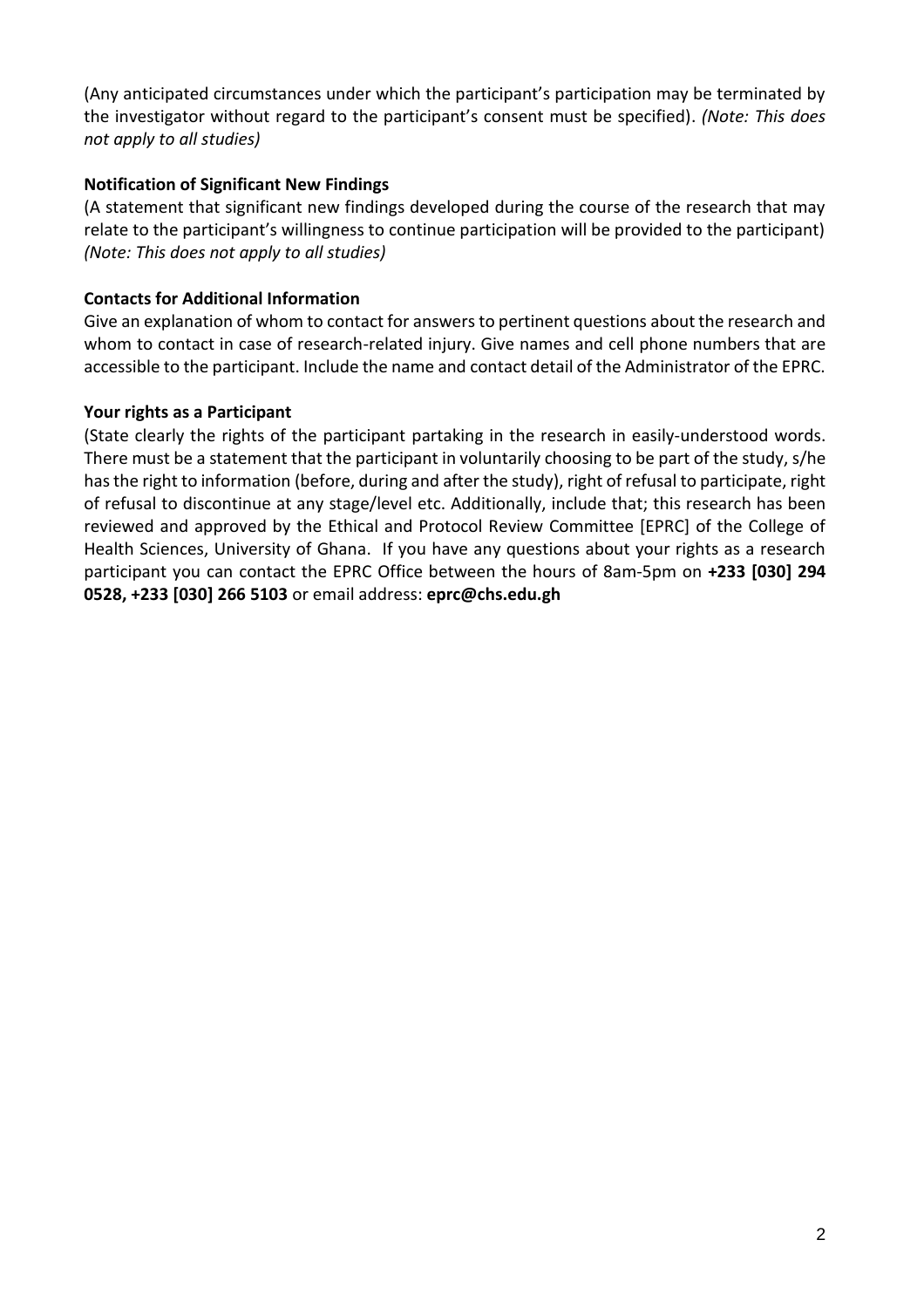(Any anticipated circumstances under which the participant's participation may be terminated by the investigator without regard to the participant's consent must be specified). *(Note: This does not apply to all studies)*

**Notification of Significant New Findings**

(A statement that significant new findings developed during the course of the research that may relate to the participant's willingness to continue participation will be provided to the participant) *(Note: This does not apply to all studies)*

**Contacts for Additional Information**

Give an explanation of whom to contact for answers to pertinent questions about the research and whom to contact in case of research-related injury. Give names and cell phone numbers that are accessible to the participant. Include the name and contact detail of the Administrator of the EPRC.

**Your rights as a Participant**

(State clearly the rights of the participant partaking in the research in easily-understood words. There must be a statement that the participant in voluntarily choosing to be part of the study, s/he has the right to information (before, during and after the study), right of refusal to participate, right of refusal to discontinue at any stage/level etc. Additionally, include that; this research has been reviewed and approved by the Ethical and Protocol Review Committee [EPRC] of the College of Health Sciences, University of Ghana. If you have any questions about your rights as a research participant you can contact the EPRC Office between the hours of 8am-5pm on **+233 [030] 294 0528, +233 [030] 266 5103** or email address: **eprc@chs.edu.gh**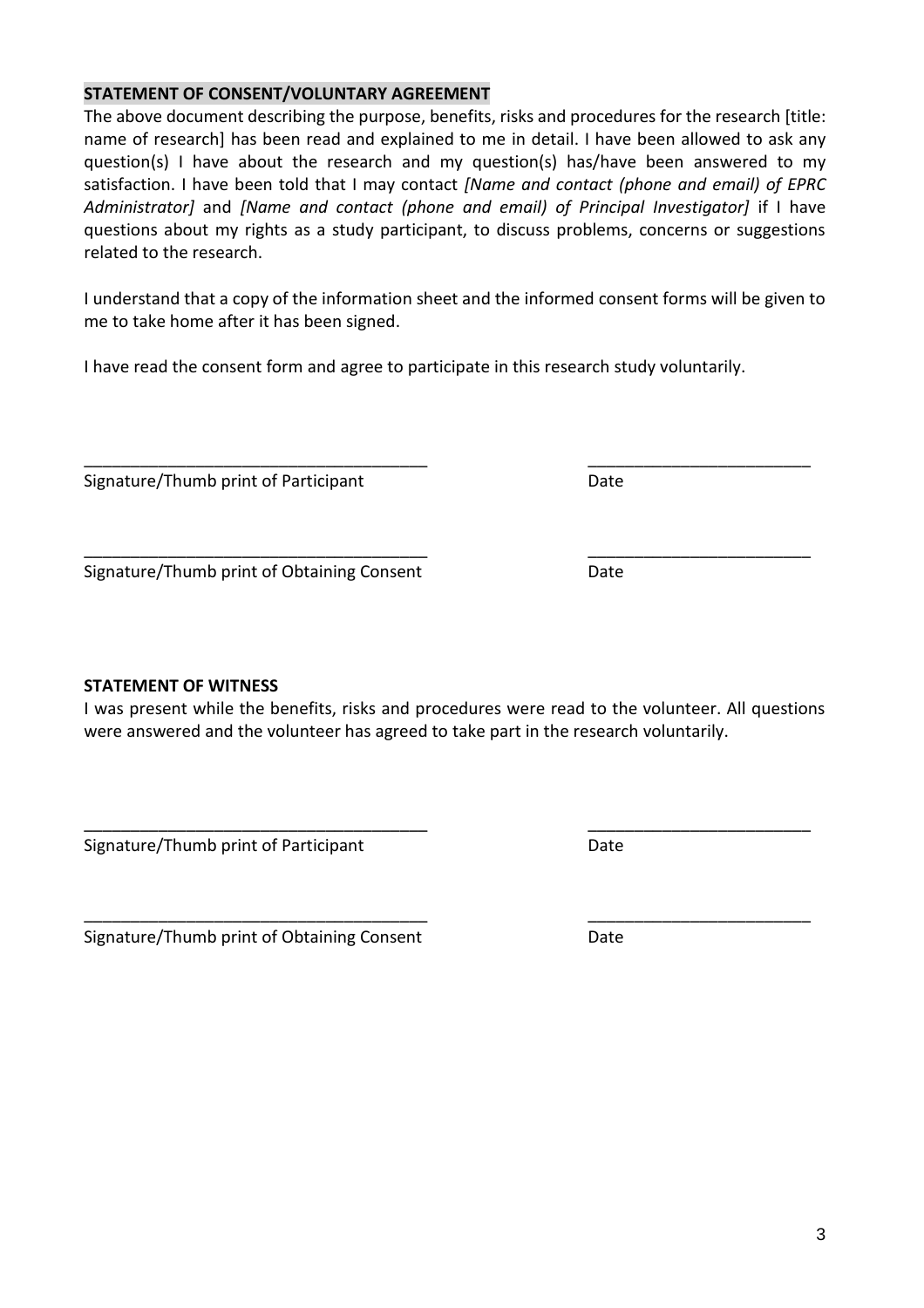**STATEMENT OF CONSENT/VOLUNTARY AGREEMENT**

The above document describing the purpose, benefits, risks and procedures for the research [title: name of research] has been read and explained to me in detail. I have been allowed to ask any question(s) I have about the research and my question(s) has/have been answered to my satisfaction. I have been told that I may contact *[Name and contact (phone and email) of EPRC Administrator]* and *[Name and contact (phone and email) of Principal Investigator]* if I have questions about my rights as a study participant, to discuss problems, concerns or suggestions related to the research.

I understand that a copy of the information sheet and the informed consent forms will be given to me to take home after it has been signed.

I have read the consent form and agree to participate in this research study voluntarily.

_____________________________________ ________________________

Signature/Thumb print of Participant Date

_____________________________________ ________________________

Signature/Thumb print of Obtaining Consent Date

**STATEMENT OF WITNESS**

I was present while the benefits, risks and procedures were read to the volunteer. All questions were answered and the volunteer has agreed to take part in the research voluntarily.

_____________________________________ ________________________

Signature/Thumb print of Participant Date

_____________________________________ ________________________

Signature/Thumb print of Obtaining Consent Date